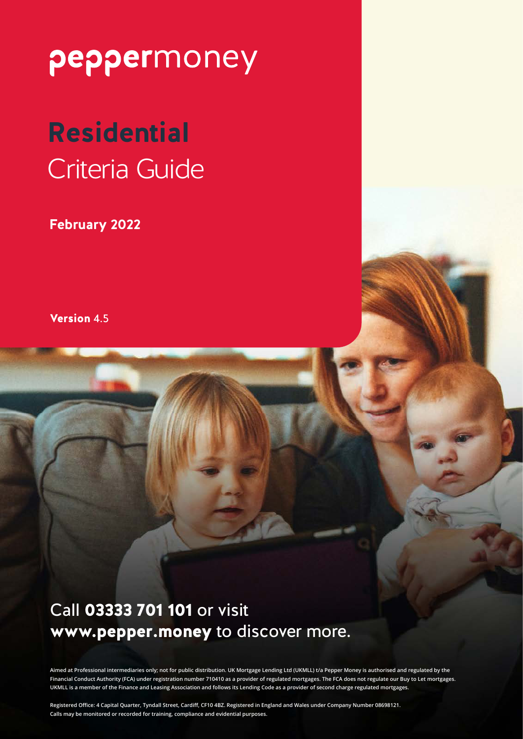# peppermoney

# **Residential** Criteria Guide

**February 2022**

**Version** 4.5

Call **03333 701 101** or visit **www.pepper.money** to discover more.

Aimed at Professional intermediaries only; not for public distribution. UK Mortgage Lending Ltd (UKMLL) t/a Pepper Money is authorised and regulated by the Financial Conduct Authority (FCA) under registration number 710410 as a provider of regulated mortgages. The FCA does not regulate our Buy to Let mortgages. UKMLL is a member of the Finance and Leasing Association and follows its Lending Code as a provider of second charge regulated mortgages.

Registered Office: 4 Capital Quarter, Tyndall Street, Cardiff, CF10 4BZ. Registered in England and Wales under Company Number 08698121. Calls may be monitored or recorded for training, compliance and evidential purposes.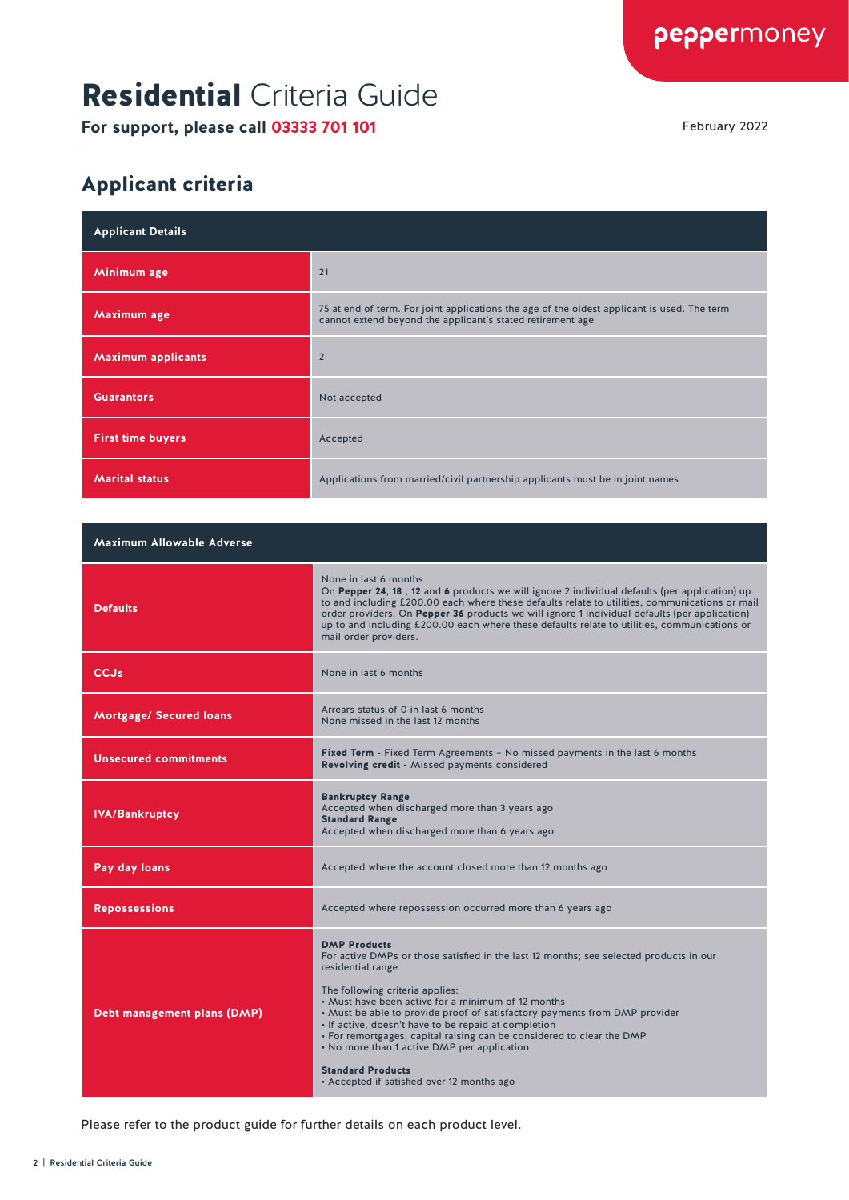# **Residential** Criteria Guide

**For support, please call 03333 701 101**

February 2022

## Applicant criteria

| Applicant Details | |
|---|---|
| **Minimum age** | 21 |
| **Maximum age** | 75 at end of term. For joint applications the age of the oldest applicant is used. The term cannot extend beyond the applicant's stated retirement age |
| **Maximum applicants** | 2 |
| **Guarantors** | Not accepted |
| **First time buyers** | Accepted |
| **Marital status** | Applications from married/civil partnership applicants must be in joint names |

| Maximum Allowable Adverse | |
|---|---|
| **Defaults** | None in last 6 months<br>On **Pepper 24**, **18** , **12** and **6** products we will ignore 2 individual defaults (per application) up to and including £200.00 each where these defaults relate to utilities, communications or mail order providers. On **Pepper 36** products we will ignore 1 individual defaults (per application) up to and including £200.00 each where these defaults relate to utilities, communications or mail order providers. |
| **CCJs** | None in last 6 months |
| **Mortgage/ Secured loans** | Arrears status of 0 in last 6 months<br>None missed in the last 12 months |
| **Unsecured commitments** | **Fixed Term** - Fixed Term Agreements – No missed payments in the last 6 months<br>**Revolving credit** - Missed payments considered |
| **IVA/Bankruptcy** | **Bankruptcy Range**<br>Accepted when discharged more than 3 years ago<br>**Standard Range**<br>Accepted when discharged more than 6 years ago |
| **Pay day loans** | Accepted where the account closed more than 12 months ago |
| **Repossessions** | Accepted where repossession occurred more than 6 years ago |
| **Debt management plans (DMP)** | **DMP Products**<br>For active DMPs or those satisfied in the last 12 months; see selected products in our residential range<br><br>The following criteria applies:<br>• Must have been active for a minimum of 12 months<br>• Must be able to provide proof of satisfactory payments from DMP provider<br>• If active, doesn't have to be repaid at completion<br>• For remortgages, capital raising can be considered to clear the DMP<br>• No more than 1 active DMP per application<br><br>**Standard Products**<br>• Accepted if satisfied over 12 months ago |

Please refer to the product guide for further details on each product level.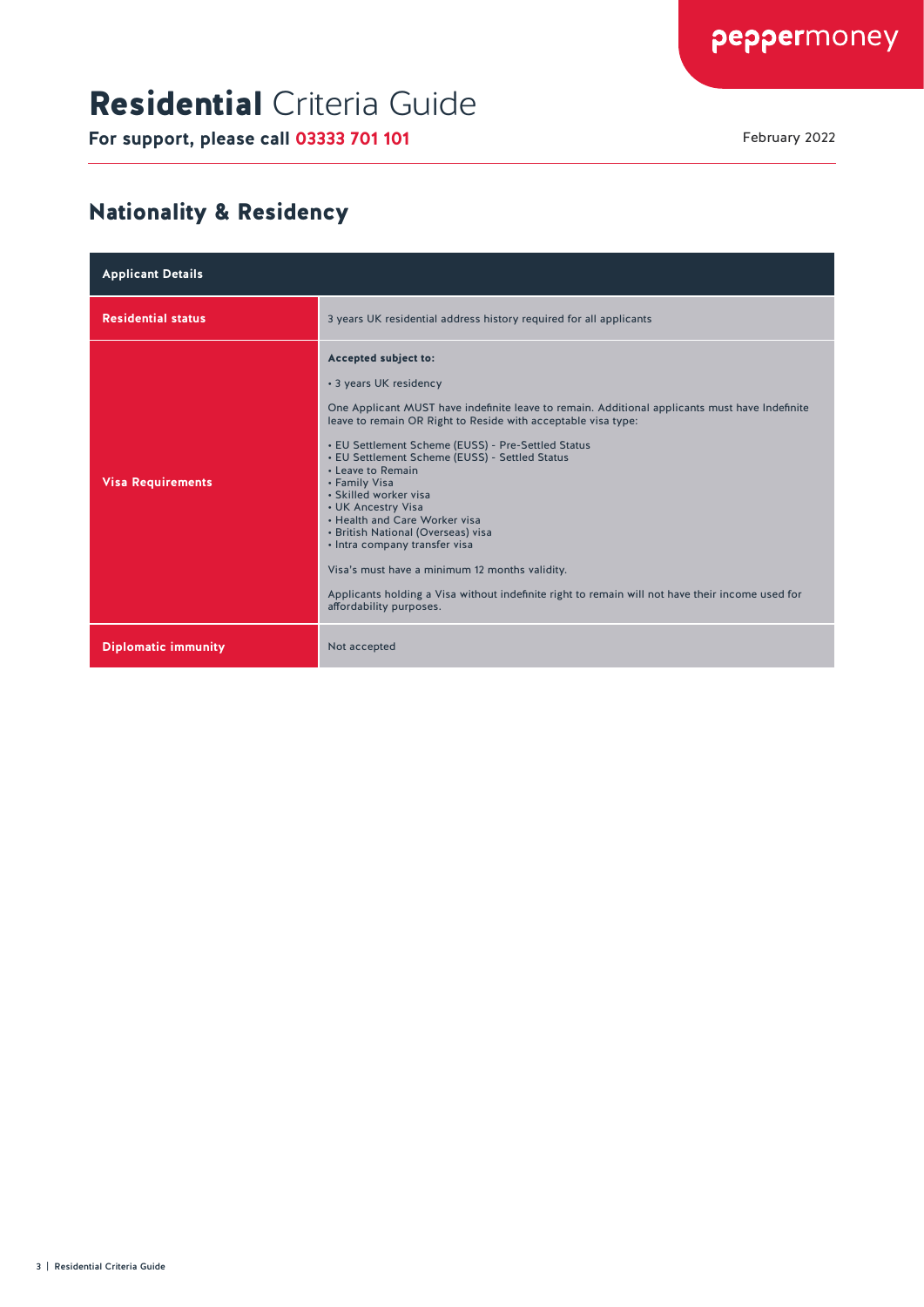# **Residential** Criteria Guide

**For support, please call 03333 701 101**

February 2022

## Nationality & Residency

| Applicant Details | |
|---|---|
| **Residential status** | 3 years UK residential address history required for all applicants |
| **Visa Requirements** | **Accepted subject to:**<br><br>• 3 years UK residency<br><br>One Applicant MUST have indefinite leave to remain. Additional applicants must have Indefinite leave to remain OR Right to Reside with acceptable visa type:<br><br>• EU Settlement Scheme (EUSS) - Pre-Settled Status<br>• EU Settlement Scheme (EUSS) - Settled Status<br>• Leave to Remain<br>• Family Visa<br>• Skilled worker visa<br>• UK Ancestry Visa<br>• Health and Care Worker visa<br>• British National (Overseas) visa<br>• Intra company transfer visa<br><br>Visa's must have a minimum 12 months validity.<br><br>Applicants holding a Visa without indefinite right to remain will not have their income used for affordability purposes. |
| **Diplomatic immunity** | Not accepted |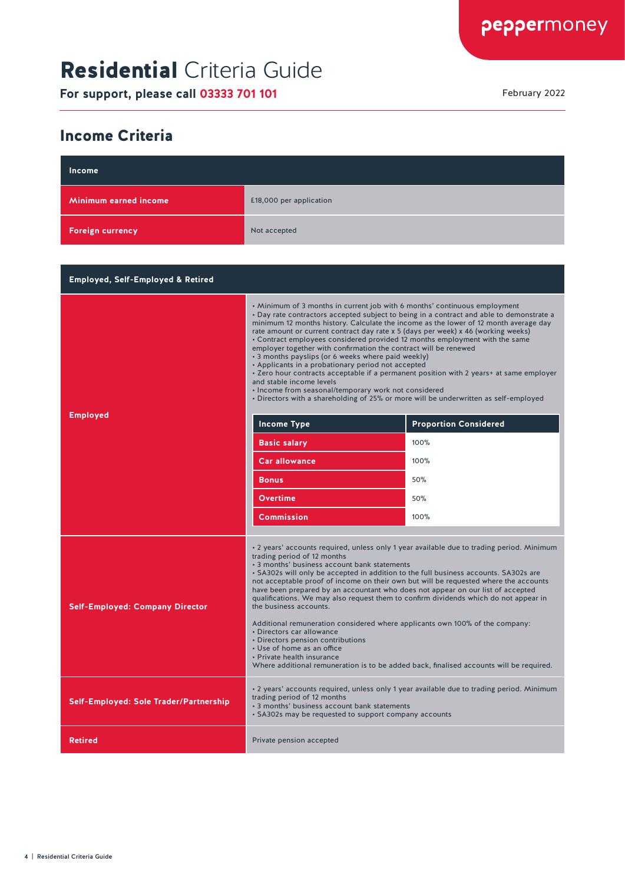# **Residential** Criteria Guide

**For support, please call 03333 701 101**

February 2022

## Income Criteria

| Income | |
|---|---|
| **Minimum earned income** | £18,000 per application |
| **Foreign currency** | Not accepted |

| Employed, Self-Employed & Retired | |
|---|---|
| **Employed** | • Minimum of 3 months in current job with 6 months' continuous employment<br>• Day rate contractors accepted subject to being in a contract and able to demonstrate a minimum 12 months history. Calculate the income as the lower of 12 month average day rate amount or current contract day rate x 5 (days per week) x 46 (working weeks)<br>• Contract employees considered provided 12 months employment with the same employer together with confirmation the contract will be renewed<br>• 3 months payslips (or 6 weeks where paid weekly)<br>• Applicants in a probationary period not accepted<br>• Zero hour contracts acceptable if a permanent position with 2 years+ at same employer and stable income levels<br>• Income from seasonal/temporary work not considered<br>• Directors with a shareholding of 25% or more will be underwritten as self-employed |
| **Self-Employed: Company Director** | • 2 years' accounts required, unless only 1 year available due to trading period. Minimum trading period of 12 months<br>• 3 months' business account bank statements<br>• SA302s will only be accepted in addition to the full business accounts. SA302s are not acceptable proof of income on their own but will be requested where the accounts have been prepared by an accountant who does not appear on our list of accepted qualifications. We may also request them to confirm dividends which do not appear in the business accounts.<br><br>Additional remuneration considered where applicants own 100% of the company:<br>• Directors car allowance<br>• Directors pension contributions<br>• Use of home as an office<br>• Private health insurance<br>Where additional remuneration is to be added back, finalised accounts will be required. |
| **Self-Employed: Sole Trader/Partnership** | • 2 years' accounts required, unless only 1 year available due to trading period. Minimum trading period of 12 months<br>• 3 months' business account bank statements<br>• SA302s may be requested to support company accounts |
| **Retired** | Private pension accepted |

**Employed – income proportions considered:**

| Income Type | Proportion Considered |
|---|---|
| **Basic salary** | 100% |
| **Car allowance** | 100% |
| **Bonus** | 50% |
| **Overtime** | 50% |
| **Commission** | 100% |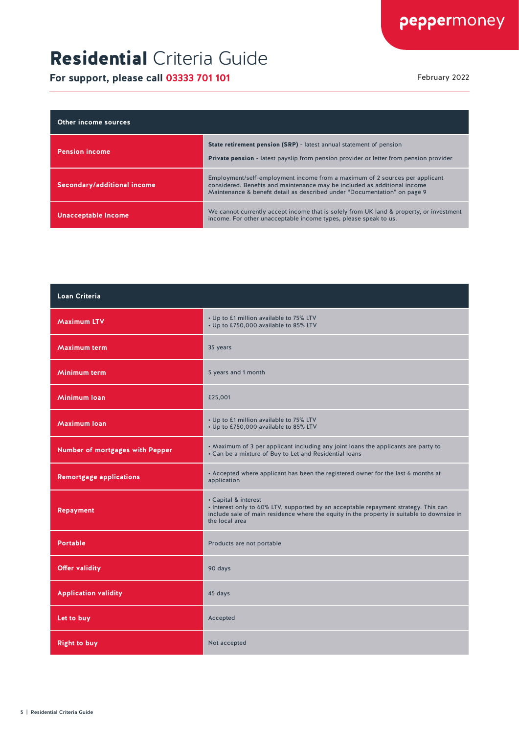# **Residential** Criteria Guide

**For support, please call 03333 701 101**

February 2022

| Other income sources | |
|---|---|
| **Pension income** | **State retirement pension (SRP)** - latest annual statement of pension<br><br>**Private pension** - latest payslip from pension provider or letter from pension provider |
| **Secondary/additional income** | Employment/self-employment income from a maximum of 2 sources per applicant considered. Benefits and maintenance may be included as additional income Maintenance & benefit detail as described under "Documentation" on page 9 |
| **Unacceptable Income** | We cannot currently accept income that is solely from UK land & property, or investment income. For other unacceptable income types, please speak to us. |

| Loan Criteria | |
|---|---|
| **Maximum LTV** | • Up to £1 million available to 75% LTV<br>• Up to £750,000 available to 85% LTV |
| **Maximum term** | 35 years |
| **Minimum term** | 5 years and 1 month |
| **Minimum loan** | £25,001 |
| **Maximum loan** | • Up to £1 million available to 75% LTV<br>• Up to £750,000 available to 85% LTV |
| **Number of mortgages with Pepper** | • Maximum of 3 per applicant including any joint loans the applicants are party to<br>• Can be a mixture of Buy to Let and Residential loans |
| **Remortgage applications** | • Accepted where applicant has been the registered owner for the last 6 months at application |
| **Repayment** | • Capital & interest<br>• Interest only to 60% LTV, supported by an acceptable repayment strategy. This can include sale of main residence where the equity in the property is suitable to downsize in the local area |
| **Portable** | Products are not portable |
| **Offer validity** | 90 days |
| **Application validity** | 45 days |
| **Let to buy** | Accepted |
| **Right to buy** | Not accepted |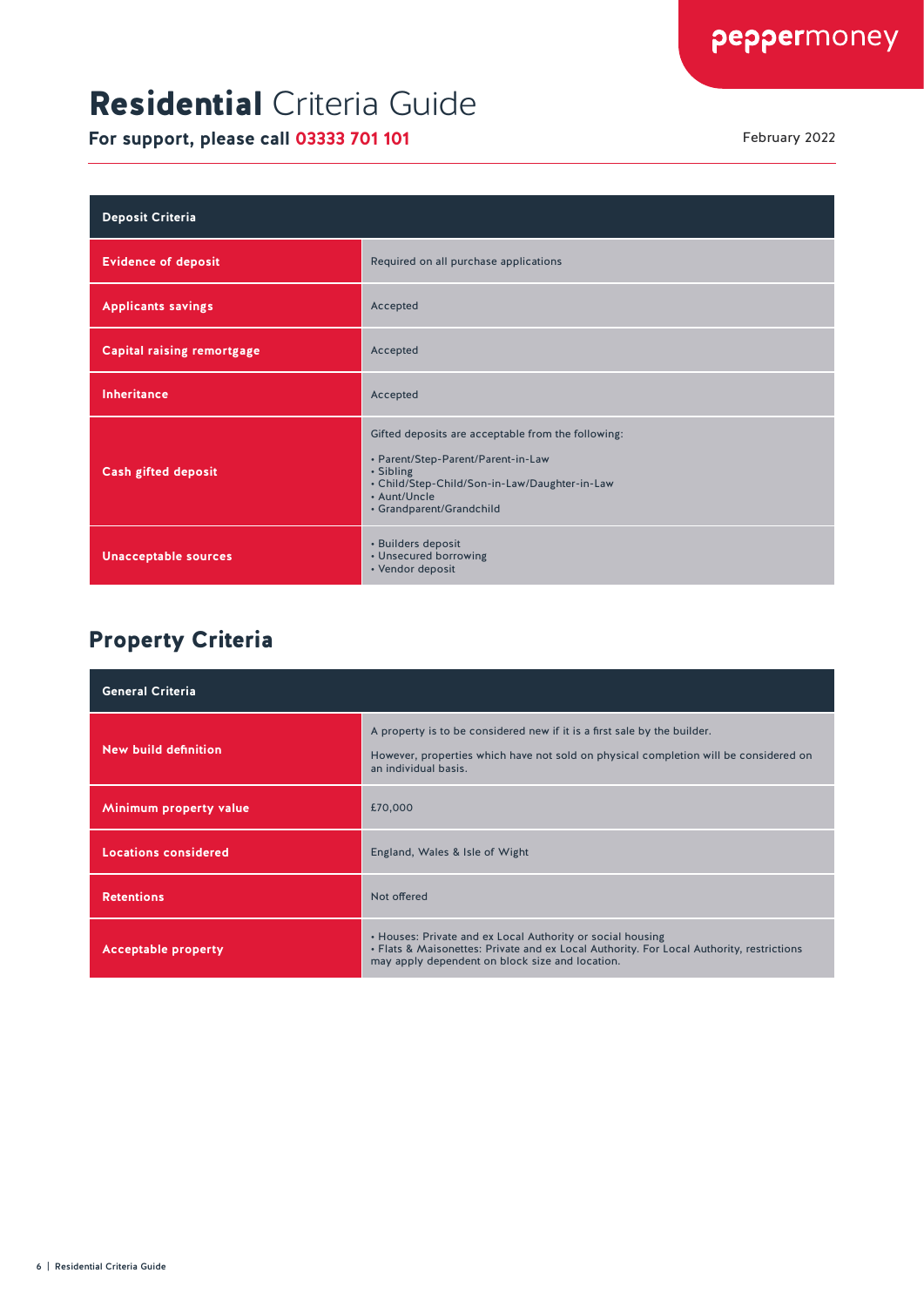# **Residential** Criteria Guide

**For support, please call 03333 701 101**

February 2022

| Deposit Criteria | |
|---|---|
| **Evidence of deposit** | Required on all purchase applications |
| **Applicants savings** | Accepted |
| **Capital raising remortgage** | Accepted |
| **Inheritance** | Accepted |
| **Cash gifted deposit** | Gifted deposits are acceptable from the following:<br><br>• Parent/Step-Parent/Parent-in-Law<br>• Sibling<br>• Child/Step-Child/Son-in-Law/Daughter-in-Law<br>• Aunt/Uncle<br>• Grandparent/Grandchild |
| **Unacceptable sources** | • Builders deposit<br>• Unsecured borrowing<br>• Vendor deposit |

## Property Criteria

| General Criteria | |
|---|---|
| **New build definition** | A property is to be considered new if it is a first sale by the builder.<br><br>However, properties which have not sold on physical completion will be considered on an individual basis. |
| **Minimum property value** | £70,000 |
| **Locations considered** | England, Wales & Isle of Wight |
| **Retentions** | Not offered |
| **Acceptable property** | • Houses: Private and ex Local Authority or social housing<br>• Flats & Maisonettes: Private and ex Local Authority. For Local Authority, restrictions may apply dependent on block size and location. |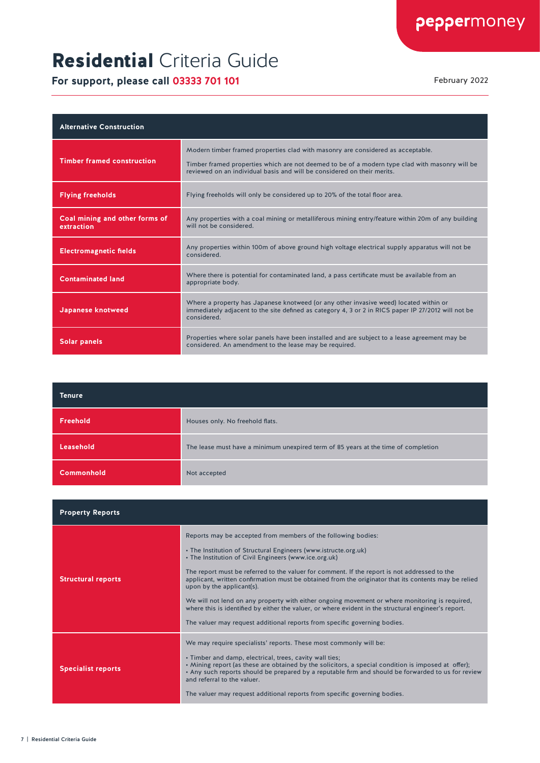# **Residential** Criteria Guide

**For support, please call 03333 701 101**

February 2022

| Alternative Construction | |
|---|---|
| **Timber framed construction** | Modern timber framed properties clad with masonry are considered as acceptable.<br><br>Timber framed properties which are not deemed to be of a modern type clad with masonry will be reviewed on an individual basis and will be considered on their merits. |
| **Flying freeholds** | Flying freeholds will only be considered up to 20% of the total floor area. |
| **Coal mining and other forms of extraction** | Any properties with a coal mining or metalliferous mining entry/feature within 20m of any building will not be considered. |
| **Electromagnetic fields** | Any properties within 100m of above ground high voltage electrical supply apparatus will not be considered. |
| **Contaminated land** | Where there is potential for contaminated land, a pass certificate must be available from an appropriate body. |
| **Japanese knotweed** | Where a property has Japanese knotweed (or any other invasive weed) located within or immediately adjacent to the site defined as category 4, 3 or 2 in RICS paper IP 27/2012 will not be considered. |
| **Solar panels** | Properties where solar panels have been installed and are subject to a lease agreement may be considered. An amendment to the lease may be required. |

| Tenure | |
|---|---|
| **Freehold** | Houses only. No freehold flats. |
| **Leasehold** | The lease must have a minimum unexpired term of 85 years at the time of completion |
| **Commonhold** | Not accepted |

| Property Reports | |
|---|---|
| **Structural reports** | Reports may be accepted from members of the following bodies:<br><br>• The Institution of Structural Engineers (www.istructe.org.uk)<br>• The Institution of Civil Engineers (www.ice.org.uk)<br><br>The report must be referred to the valuer for comment. If the report is not addressed to the applicant, written confirmation must be obtained from the originator that its contents may be relied upon by the applicant(s).<br><br>We will not lend on any property with either ongoing movement or where monitoring is required, where this is identified by either the valuer, or where evident in the structural engineer's report.<br><br>The valuer may request additional reports from specific governing bodies. |
| **Specialist reports** | We may require specialists' reports. These most commonly will be:<br><br>• Timber and damp, electrical, trees, cavity wall ties;<br>• Mining report (as these are obtained by the solicitors, a special condition is imposed at offer);<br>• Any such reports should be prepared by a reputable firm and should be forwarded to us for review and referral to the valuer.<br><br>The valuer may request additional reports from specific governing bodies. |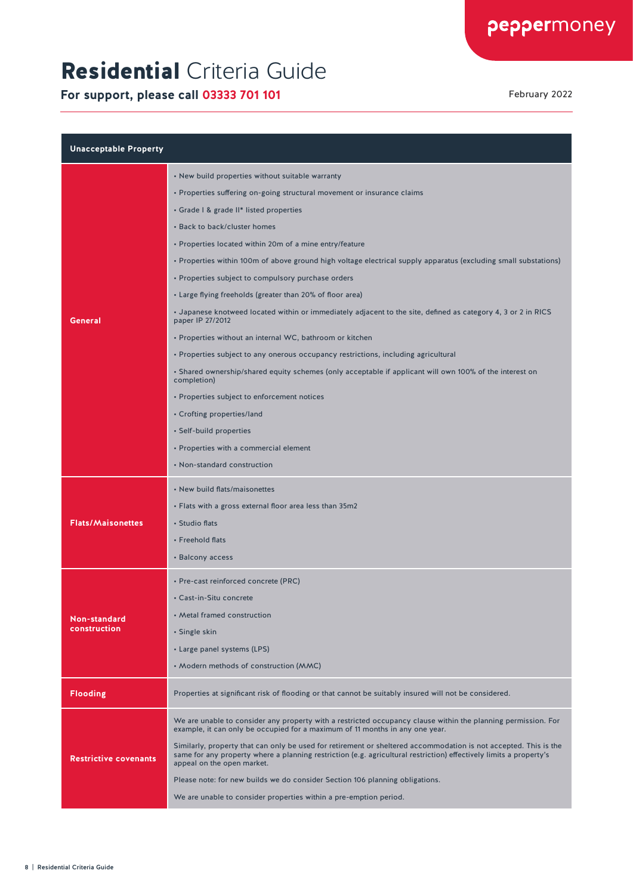# **Residential** Criteria Guide

**For support, please call 03333 701 101**

February 2022

| Unacceptable Property | |
|---|---|
| **General** | • New build properties without suitable warranty<br>• Properties suffering on-going structural movement or insurance claims<br>• Grade I & grade II* listed properties<br>• Back to back/cluster homes<br>• Properties located within 20m of a mine entry/feature<br>• Properties within 100m of above ground high voltage electrical supply apparatus (excluding small substations)<br>• Properties subject to compulsory purchase orders<br>• Large flying freeholds (greater than 20% of floor area)<br>• Japanese knotweed located within or immediately adjacent to the site, defined as category 4, 3 or 2 in RICS paper IP 27/2012<br>• Properties without an internal WC, bathroom or kitchen<br>• Properties subject to any onerous occupancy restrictions, including agricultural<br>• Shared ownership/shared equity schemes (only acceptable if applicant will own 100% of the interest on completion)<br>• Properties subject to enforcement notices<br>• Crofting properties/land<br>• Self-build properties<br>• Properties with a commercial element<br>• Non-standard construction |
| **Flats/Maisonettes** | • New build flats/maisonettes<br>• Flats with a gross external floor area less than 35m2<br>• Studio flats<br>• Freehold flats<br>• Balcony access |
| **Non-standard construction** | • Pre-cast reinforced concrete (PRC)<br>• Cast-in-Situ concrete<br>• Metal framed construction<br>• Single skin<br>• Large panel systems (LPS)<br>• Modern methods of construction (MMC) |
| **Flooding** | Properties at significant risk of flooding or that cannot be suitably insured will not be considered. |
| **Restrictive covenants** | We are unable to consider any property with a restricted occupancy clause within the planning permission. For example, it can only be occupied for a maximum of 11 months in any one year.<br><br>Similarly, property that can only be used for retirement or sheltered accommodation is not accepted. This is the same for any property where a planning restriction (e.g. agricultural restriction) effectively limits a property's appeal on the open market.<br><br>Please note: for new builds we do consider Section 106 planning obligations.<br><br>We are unable to consider properties within a pre-emption period. |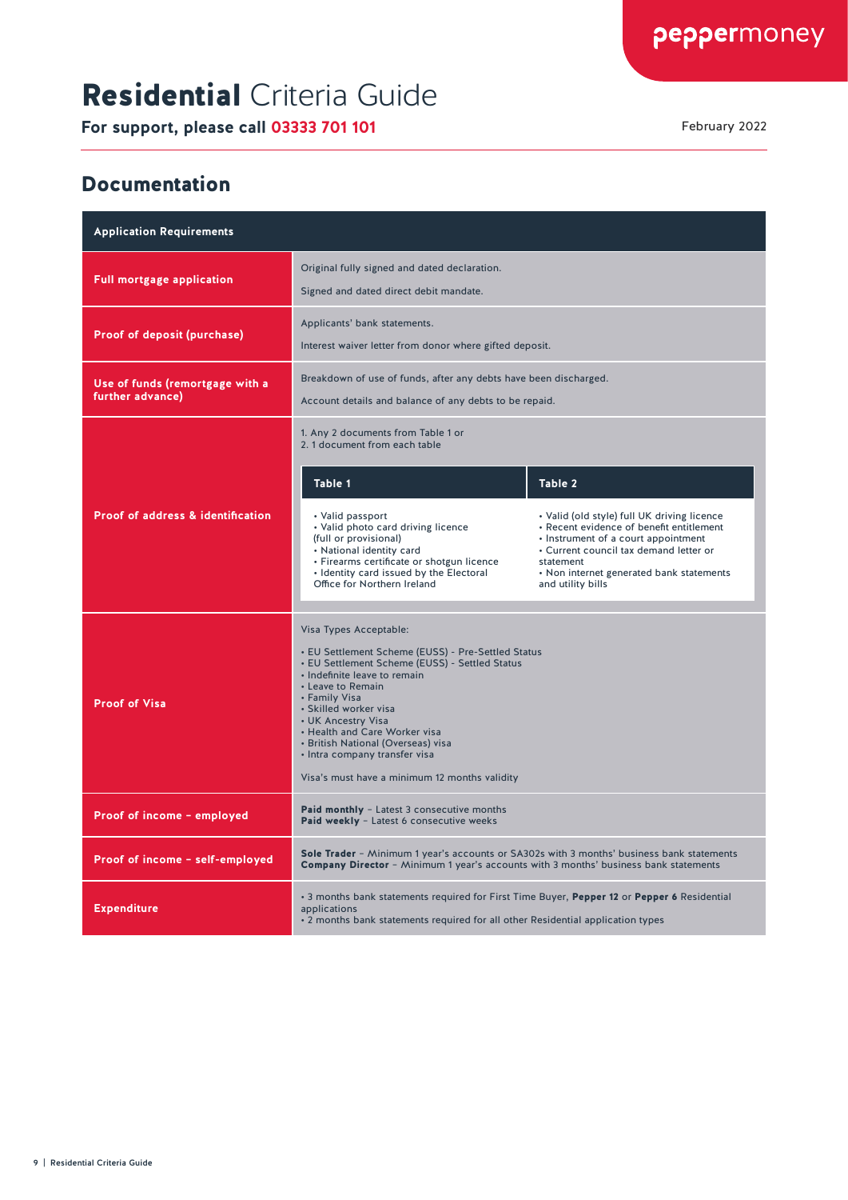# **Residential** Criteria Guide

**For support, please call 03333 701 101**

February 2022

## Documentation

| Application Requirements | |
|---|---|
| **Full mortgage application** | Original fully signed and dated declaration.<br><br>Signed and dated direct debit mandate. |
| **Proof of deposit (purchase)** | Applicants' bank statements.<br><br>Interest waiver letter from donor where gifted deposit. |
| **Use of funds (remortgage with a further advance)** | Breakdown of use of funds, after any debts have been discharged.<br><br>Account details and balance of any debts to be repaid. |
| **Proof of address & identification** | 1. Any 2 documents from Table 1 or<br>2. 1 document from each table<br><br>**Table 1**<br>• Valid passport<br>• Valid photo card driving licence (full or provisional)<br>• National identity card<br>• Firearms certificate or shotgun licence<br>• Identity card issued by the Electoral Office for Northern Ireland<br><br>**Table 2**<br>• Valid (old style) full UK driving licence<br>• Recent evidence of benefit entitlement<br>• Instrument of a court appointment<br>• Current council tax demand letter or statement<br>• Non internet generated bank statements and utility bills |
| **Proof of Visa** | Visa Types Acceptable:<br><br>• EU Settlement Scheme (EUSS) - Pre-Settled Status<br>• EU Settlement Scheme (EUSS) - Settled Status<br>• Indefinite leave to remain<br>• Leave to Remain<br>• Family Visa<br>• Skilled worker visa<br>• UK Ancestry Visa<br>• Health and Care Worker visa<br>• British National (Overseas) visa<br>• Intra company transfer visa<br><br>Visa's must have a minimum 12 months validity |
| **Proof of income – employed** | **Paid monthly** – Latest 3 consecutive months<br>**Paid weekly** – Latest 6 consecutive weeks |
| **Proof of income – self-employed** | **Sole Trader** – Minimum 1 year's accounts or SA302s with 3 months' business bank statements<br>**Company Director** – Minimum 1 year's accounts with 3 months' business bank statements |
| **Expenditure** | • 3 months bank statements required for First Time Buyer, **Pepper 12** or **Pepper 6** Residential applications<br>• 2 months bank statements required for all other Residential application types |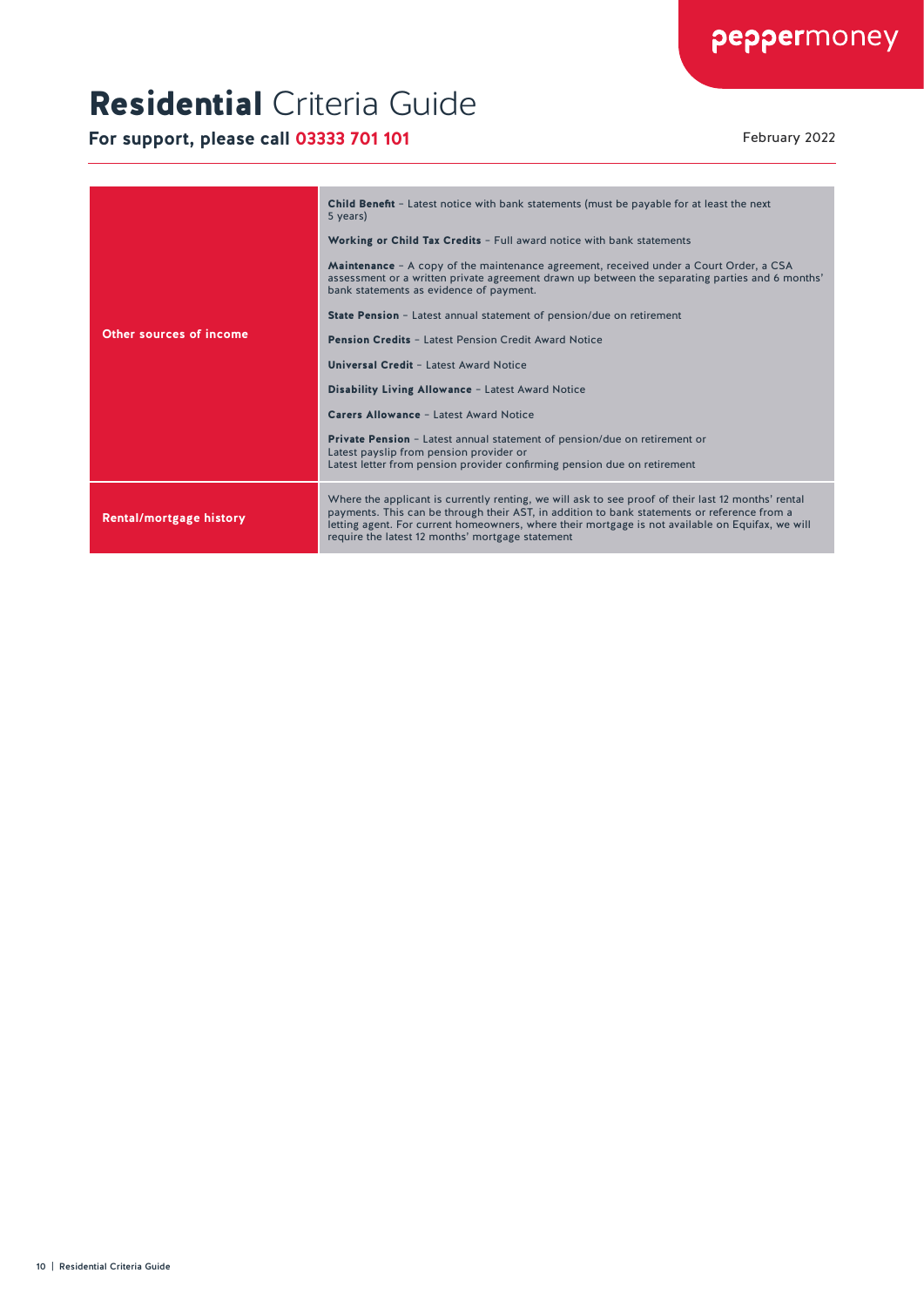# **Residential** Criteria Guide

**For support, please call 03333 701 101**

February 2022

| | |
|---|---|
| **Other sources of income** | **Child Benefit** – Latest notice with bank statements (must be payable for at least the next 5 years)<br><br>**Working or Child Tax Credits** – Full award notice with bank statements<br><br>**Maintenance** – A copy of the maintenance agreement, received under a Court Order, a CSA assessment or a written private agreement drawn up between the separating parties and 6 months' bank statements as evidence of payment.<br><br>**State Pension** – Latest annual statement of pension/due on retirement<br><br>**Pension Credits** – Latest Pension Credit Award Notice<br><br>**Universal Credit** – Latest Award Notice<br><br>**Disability Living Allowance** – Latest Award Notice<br><br>**Carers Allowance** – Latest Award Notice<br><br>**Private Pension** – Latest annual statement of pension/due on retirement or<br>Latest payslip from pension provider or<br>Latest letter from pension provider confirming pension due on retirement |
| **Rental/mortgage history** | Where the applicant is currently renting, we will ask to see proof of their last 12 months' rental payments. This can be through their AST, in addition to bank statements or reference from a letting agent. For current homeowners, where their mortgage is not available on Equifax, we will require the latest 12 months' mortgage statement |